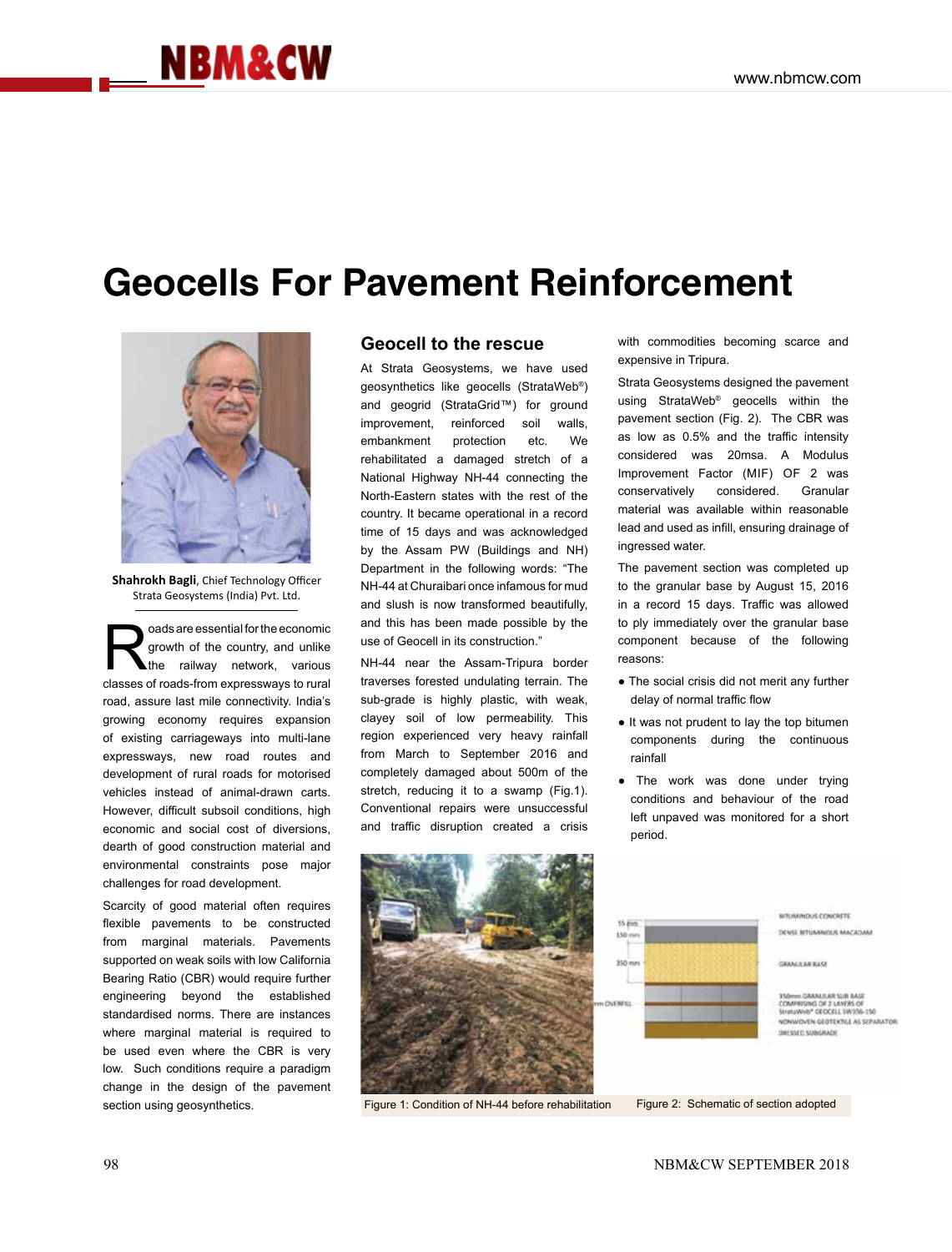# Geocells For Pavement Reinforcement

**Shahrokh Bagli**, Chief Technology Officer
Strata Geosystems (India) Pvt. Ltd.

Roads are essential for the economic growth of the country, and unlike the railway network, various classes of roads-from expressways to rural road, assure last mile connectivity. India's growing economy requires expansion of existing carriageways into multi-lane expressways, new road routes and development of rural roads for motorised vehicles instead of animal-drawn carts. However, difficult subsoil conditions, high economic and social cost of diversions, dearth of good construction material and environmental constraints pose major challenges for road development.

Scarcity of good material often requires flexible pavements to be constructed from marginal materials. Pavements supported on weak soils with low California Bearing Ratio (CBR) would require further engineering beyond the established standardised norms. There are instances where marginal material is required to be used even where the CBR is very low. Such conditions require a paradigm change in the design of the pavement section using geosynthetics.

## Geocell to the rescue

At Strata Geosystems, we have used geosynthetics like geocells (StrataWeb®) and geogrid (StrataGrid™) for ground improvement, reinforced soil walls, embankment protection etc. We rehabilitated a damaged stretch of a National Highway NH-44 connecting the North-Eastern states with the rest of the country. It became operational in a record time of 15 days and was acknowledged by the Assam PW (Buildings and NH) Department in the following words: "The NH-44 at Churaibari once infamous for mud and slush is now transformed beautifully, and this has been made possible by the use of Geocell in its construction."

NH-44 near the Assam-Tripura border traverses forested undulating terrain. The sub-grade is highly plastic, with weak, clayey soil of low permeability. This region experienced very heavy rainfall from March to September 2016 and completely damaged about 500m of the stretch, reducing it to a swamp (Fig.1). Conventional repairs were unsuccessful and traffic disruption created a crisis with commodities becoming scarce and expensive in Tripura.

Strata Geosystems designed the pavement using StrataWeb® geocells within the pavement section (Fig. 2). The CBR was as low as 0.5% and the traffic intensity considered was 20msa. A Modulus Improvement Factor (MIF) OF 2 was conservativly considered. Granular material was available within reasonable lead and used as infill, ensuring drainage of ingressed water.

The pavement section was completed up to the granular base by August 15, 2016 in a record 15 days. Traffic was allowed to ply immediately over the granular base component because of the following reasons:

- The social crisis did not merit any further delay of normal traffic flow
- It was not prudent to lay the top bitumen components during the continuous rainfall
- The work was done under trying conditions and behaviour of the road left unpaved was monitored for a short period.

Figure 1: Condition of NH-44 before rehabilitation

Figure 2: Schematic of section adopted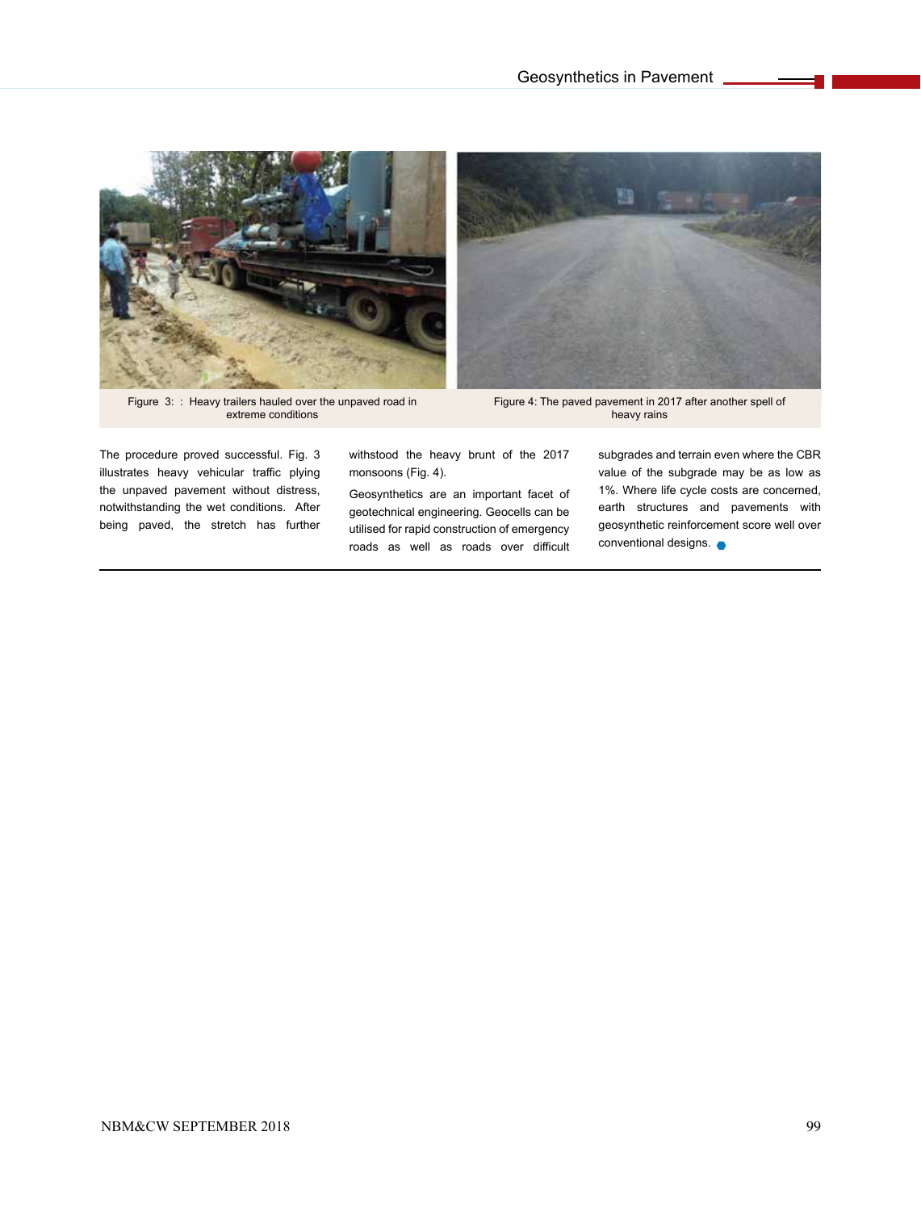Figure 3: : Heavy trailers hauled over the unpaved road in extreme conditions

Figure 4: The paved pavement in 2017 after another spell of heavy rains

The procedure proved successful. Fig. 3 illustrates heavy vehicular traffic plying the unpaved pavement without distress, notwithstanding the wet conditions. After being paved, the stretch has further withstood the heavy brunt of the 2017 monsoons (Fig. 4).

Geosynthetics are an important facet of geotechnical engineering. Geocells can be utilised for rapid construction of emergency roads as well as roads over difficult subgrades and terrain even where the CBR value of the subgrade may be as low as 1%. Where life cycle costs are concerned, earth structures and pavements with geosynthetic reinforcement score well over conventional designs.